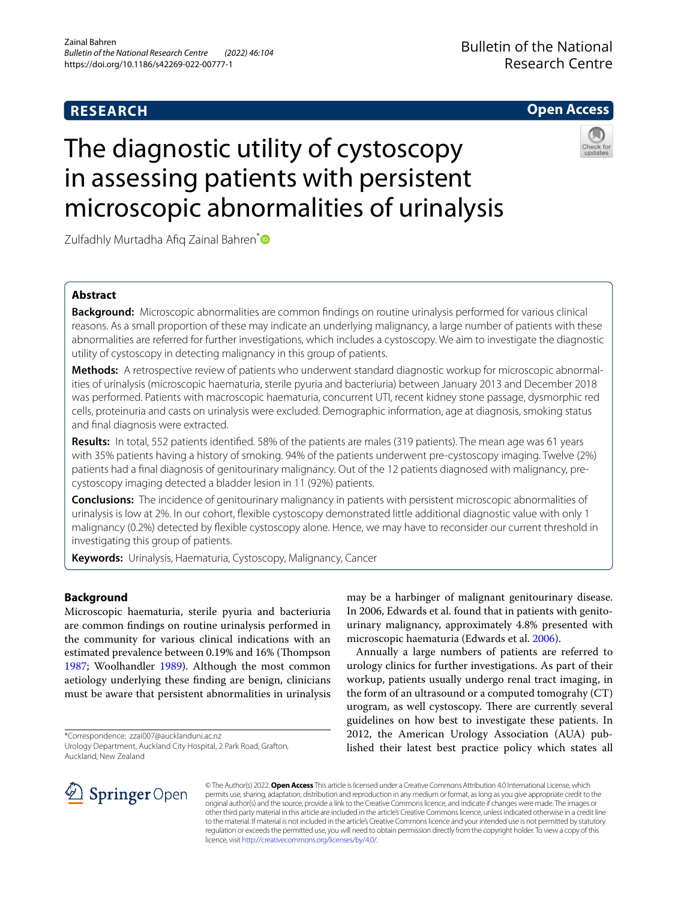**RESEARCH** **Open Access**

# The diagnostic utility of cystoscopy in assessing patients with persistent microscopic abnormalities of urinalysis

Zulfadhly Murtadha Afiq Zainal Bahren*

## Abstract

**Background:** Microscopic abnormalities are common findings on routine urinalysis performed for various clinical reasons. As a small proportion of these may indicate an underlying malignancy, a large number of patients with these abnormalities are referred for further investigations, which includes a cystoscopy. We aim to investigate the diagnostic utility of cystoscopy in detecting malignancy in this group of patients.

**Methods:** A retrospective review of patients who underwent standard diagnostic workup for microscopic abnormalities of urinalysis (microscopic haematuria, sterile pyuria and bacteriuria) between January 2013 and December 2018 was performed. Patients with macroscopic haematuria, concurrent UTI, recent kidney stone passage, dysmorphic red cells, proteinuria and casts on urinalysis were excluded. Demographic information, age at diagnosis, smoking status and final diagnosis were extracted.

**Results:** In total, 552 patients identified. 58% of the patients are males (319 patients). The mean age was 61 years with 35% patients having a history of smoking. 94% of the patients underwent pre-cystoscopy imaging. Twelve (2%) patients had a final diagnosis of genitourinary malignancy. Out of the 12 patients diagnosed with malignancy, pre-cystoscopy imaging detected a bladder lesion in 11 (92%) patients.

**Conclusions:** The incidence of genitourinary malignancy in patients with persistent microscopic abnormalities of urinalysis is low at 2%. In our cohort, flexible cystoscopy demonstrated little additional diagnostic value with only 1 malignancy (0.2%) detected by flexible cystoscopy alone. Hence, we may have to reconsider our current threshold in investigating this group of patients.

**Keywords:** Urinalysis, Haematuria, Cystoscopy, Malignancy, Cancer

## Background

Microscopic haematuria, sterile pyuria and bacteriuria are common findings on routine urinalysis performed in the community for various clinical indications with an estimated prevalence between 0.19% and 16% (Thompson 1987; Woolhandler 1989). Although the most common aetiology underlying these finding are benign, clinicians must be aware that persistent abnormalities in urinalysis may be a harbinger of malignant genitourinary disease. In 2006, Edwards et al. found that in patients with genitourinary malignancy, approximately 4.8% presented with microscopic haematuria (Edwards et al. 2006).

Annually a large numbers of patients are referred to urology clinics for further investigations. As part of their workup, patients usually undergo renal tract imaging, in the form of an ultrasound or a computed tomograhy (CT) urogram, as well cystoscopy. There are currently several guidelines on how best to investigate these patients. In 2012, the American Urology Association (AUA) published their latest best practice policy which states all

*Correspondence: zzai007@aucklanduni.ac.nz
Urology Department, Auckland City Hospital, 2 Park Road, Grafton, Auckland, New Zealand

© The Author(s) 2022. **Open Access** This article is licensed under a Creative Commons Attribution 4.0 International License, which permits use, sharing, adaptation, distribution and reproduction in any medium or format, as long as you give appropriate credit to the original author(s) and the source, provide a link to the Creative Commons licence, and indicate if changes were made. The images or other third party material in this article are included in the article's Creative Commons licence, unless indicated otherwise in a credit line to the material. If material is not included in the article's Creative Commons licence and your intended use is not permitted by statutory regulation or exceeds the permitted use, you will need to obtain permission directly from the copyright holder. To view a copy of this licence, visit http://creativecommons.org/licenses/by/4.0/.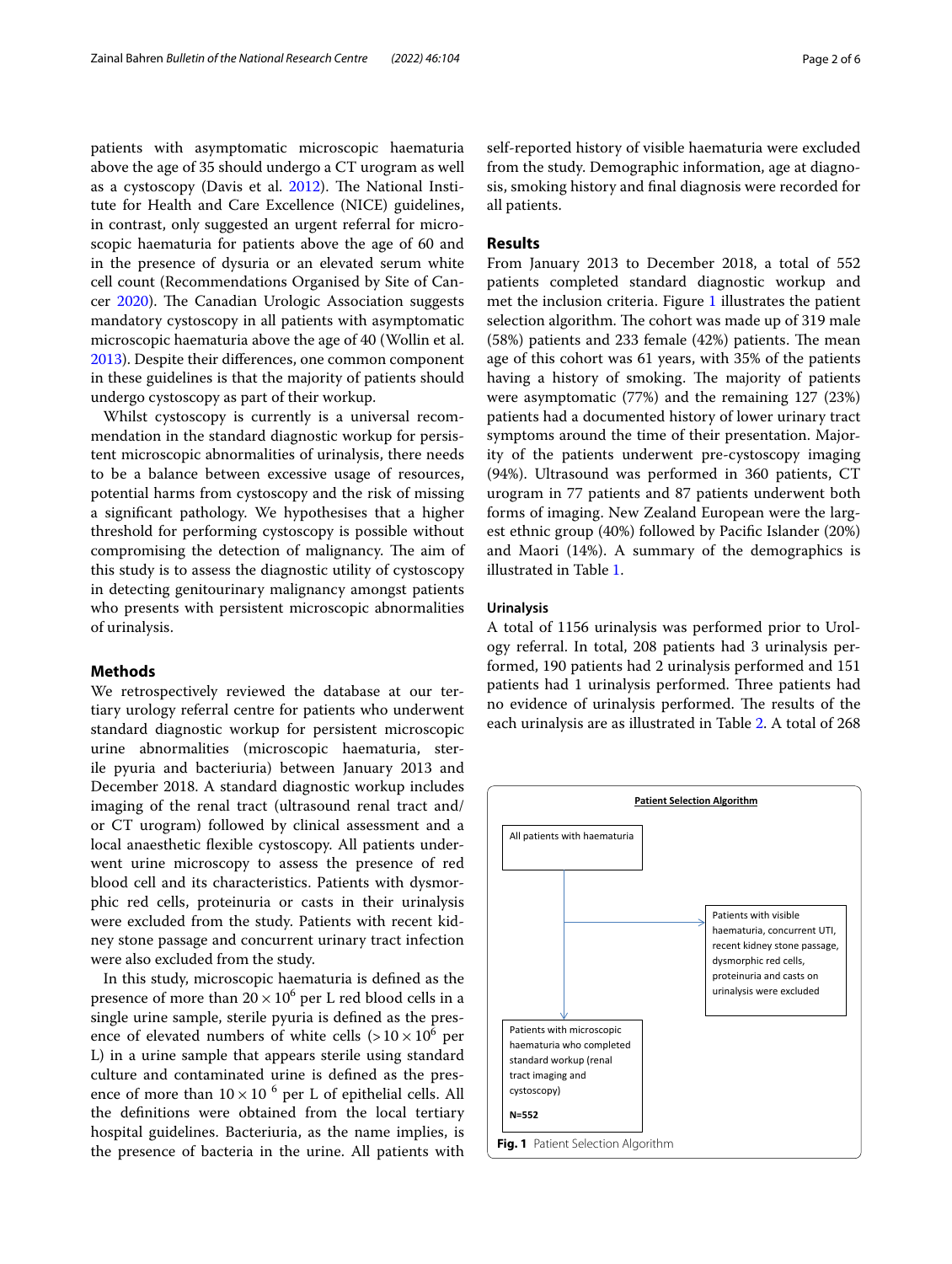patients with asymptomatic microscopic haematuria above the age of 35 should undergo a CT urogram as well as a cystoscopy (Davis et al. 2012). The National Institute for Health and Care Excellence (NICE) guidelines, in contrast, only suggested an urgent referral for microscopic haematuria for patients above the age of 60 and in the presence of dysuria or an elevated serum white cell count (Recommendations Organised by Site of Cancer 2020). The Canadian Urologic Association suggests mandatory cystoscopy in all patients with asymptomatic microscopic haematuria above the age of 40 (Wollin et al. 2013). Despite their differences, one common component in these guidelines is that the majority of patients should undergo cystoscopy as part of their workup.

Whilst cystoscopy is currently is a universal recommendation in the standard diagnostic workup for persistent microscopic abnormalities of urinalysis, there needs to be a balance between excessive usage of resources, potential harms from cystoscopy and the risk of missing a significant pathology. We hypothesises that a higher threshold for performing cystoscopy is possible without compromising the detection of malignancy. The aim of this study is to assess the diagnostic utility of cystoscopy in detecting genitourinary malignancy amongst patients who presents with persistent microscopic abnormalities of urinalysis.

## Methods

We retrospectively reviewed the database at our tertiary urology referral centre for patients who underwent standard diagnostic workup for persistent microscopic urine abnormalities (microscopic haematuria, sterile pyuria and bacteriuria) between January 2013 and December 2018. A standard diagnostic workup includes imaging of the renal tract (ultrasound renal tract and/or CT urogram) followed by clinical assessment and a local anaesthetic flexible cystoscopy. All patients underwent urine microscopy to assess the presence of red blood cell and its characteristics. Patients with dysmorphic red cells, proteinuria or casts in their urinalysis were excluded from the study. Patients with recent kidney stone passage and concurrent urinary tract infection were also excluded from the study.

In this study, microscopic haematuria is defined as the presence of more than $20 \times 10^6$ per L red blood cells in a single urine sample, sterile pyuria is defined as the presence of elevated numbers of white cells ($> 10 \times 10^6$ per L) in a urine sample that appears sterile using standard culture and contaminated urine is defined as the presence of more than $10 \times 10^{6}$ per L of epithelial cells. All the definitions were obtained from the local tertiary hospital guidelines. Bacteriuria, as the name implies, is the presence of bacteria in the urine. All patients with self-reported history of visible haematuria were excluded from the study. Demographic information, age at diagnosis, smoking history and final diagnosis were recorded for all patients.

## Results

From January 2013 to December 2018, a total of 552 patients completed standard diagnostic workup and met the inclusion criteria. Figure 1 illustrates the patient selection algorithm. The cohort was made up of 319 male (58%) patients and 233 female (42%) patients. The mean age of this cohort was 61 years, with 35% of the patients having a history of smoking. The majority of patients were asymptomatic (77%) and the remaining 127 (23%) patients had a documented history of lower urinary tract symptoms around the time of their presentation. Majority of the patients underwent pre-cystoscopy imaging (94%). Ultrasound was performed in 360 patients, CT urogram in 77 patients and 87 patients underwent both forms of imaging. New Zealand European were the largest ethnic group (40%) followed by Pacific Islander (20%) and Maori (14%). A summary of the demographics is illustrated in Table 1.

### Urinalysis

A total of 1156 urinalysis was performed prior to Urology referral. In total, 208 patients had 3 urinalysis performed, 190 patients had 2 urinalysis performed and 151 patients had 1 urinalysis performed. Three patients had no evidence of urinalysis performed. The results of the each urinalysis are as illustrated in Table 2. A total of 268

**Patient Selection Algorithm**

All patients with haematuria

→ Patients with visible haematuria, concurrent UTI, recent kidney stone passage, dysmorphic red cells, proteinuria and casts on urinalysis were excluded

↓

Patients with microscopic haematuria who completed standard workup (renal tract imaging and cystoscopy)

**N=552**

**Fig. 1** Patient Selection Algorithm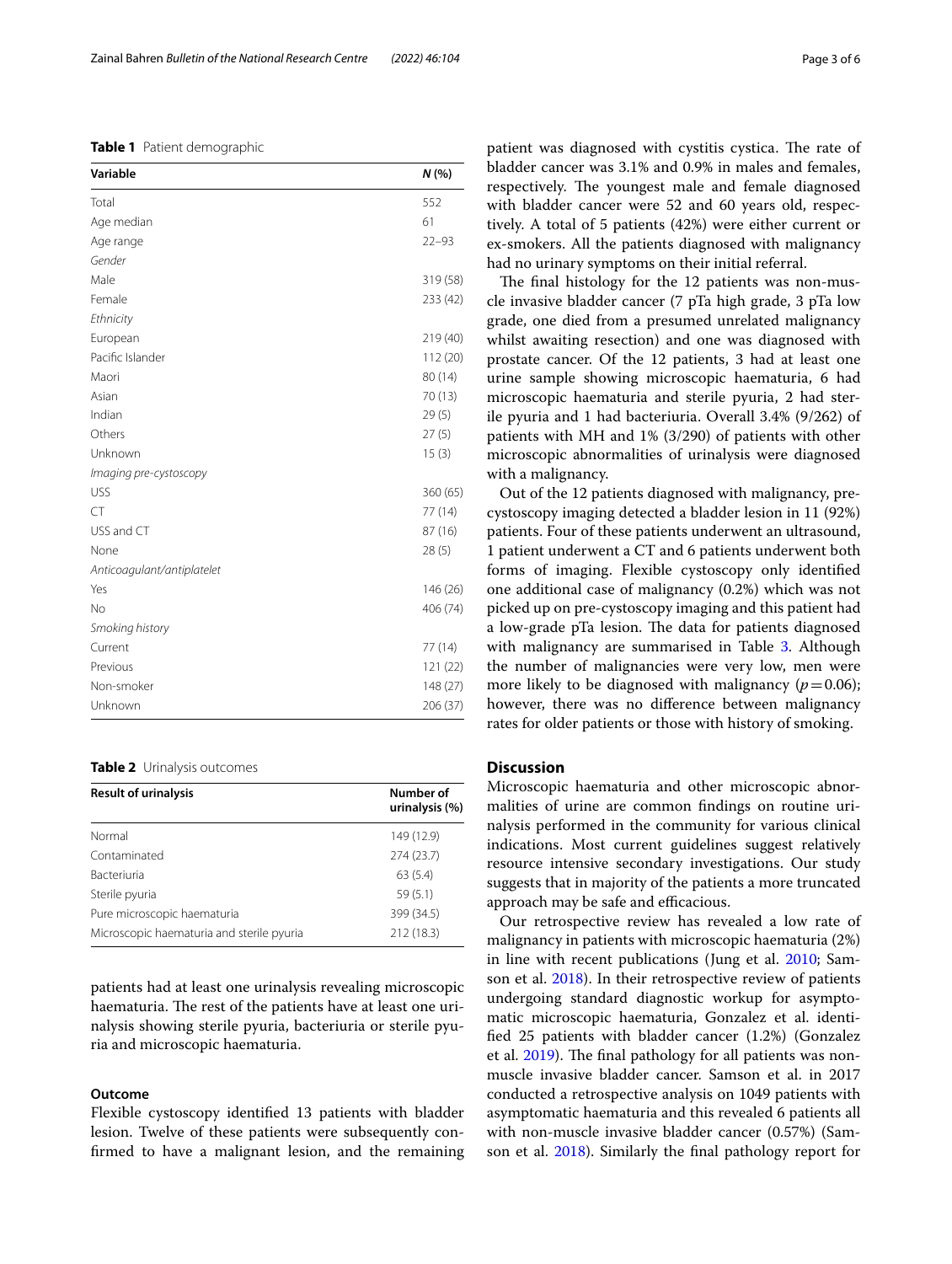**Table 1** Patient demographic

| Variable | *N* (%) |
|---|---|
| Total | 552 |
| Age median | 61 |
| Age range | 22–93 |
| *Gender* | |
| Male | 319 (58) |
| Female | 233 (42) |
| *Ethnicity* | |
| European | 219 (40) |
| Pacific Islander | 112 (20) |
| Maori | 80 (14) |
| Asian | 70 (13) |
| Indian | 29 (5) |
| Others | 27 (5) |
| Unknown | 15 (3) |
| *Imaging pre-cystoscopy* | |
| USS | 360 (65) |
| CT | 77 (14) |
| USS and CT | 87 (16) |
| None | 28 (5) |
| *Anticoagulant/antiplatelet* | |
| Yes | 146 (26) |
| No | 406 (74) |
| *Smoking history* | |
| Current | 77 (14) |
| Previous | 121 (22) |
| Non-smoker | 148 (27) |
| Unknown | 206 (37) |

**Table 2** Urinalysis outcomes

| Result of urinalysis | Number of urinalysis (%) |
|---|---|
| Normal | 149 (12.9) |
| Contaminated | 274 (23.7) |
| Bacteriuria | 63 (5.4) |
| Sterile pyuria | 59 (5.1) |
| Pure microscopic haematuria | 399 (34.5) |
| Microscopic haematuria and sterile pyuria | 212 (18.3) |

patients had at least one urinalysis revealing microscopic haematuria. The rest of the patients have at least one urinalysis showing sterile pyuria, bacteriuria or sterile pyuria and microscopic haematuria.

### Outcome

Flexible cystoscopy identified 13 patients with bladder lesion. Twelve of these patients were subsequently confirmed to have a malignant lesion, and the remaining patient was diagnosed with cystitis cystica. The rate of bladder cancer was 3.1% and 0.9% in males and females, respectively. The youngest male and female diagnosed with bladder cancer were 52 and 60 years old, respectively. A total of 5 patients (42%) were either current or ex-smokers. All the patients diagnosed with malignancy had no urinary symptoms on their initial referral.

The final histology for the 12 patients was non-muscle invasive bladder cancer (7 pTa high grade, 3 pTa low grade, one died from a presumed unrelated malignancy whilst awaiting resection) and one was diagnosed with prostate cancer. Of the 12 patients, 3 had at least one urine sample showing microscopic haematuria, 6 had microscopic haematuria and sterile pyuria, 2 had sterile pyuria and 1 had bacteriuria. Overall 3.4% (9/262) of patients with MH and 1% (3/290) of patients with other microscopic abnormalities of urinalysis were diagnosed with a malignancy.

Out of the 12 patients diagnosed with malignancy, pre-cystoscopy imaging detected a bladder lesion in 11 (92%) patients. Four of these patients underwent an ultrasound, 1 patient underwent a CT and 6 patients underwent both forms of imaging. Flexible cystoscopy only identified one additional case of malignancy (0.2%) which was not picked up on pre-cystoscopy imaging and this patient had a low-grade pTa lesion. The data for patients diagnosed with malignancy are summarised in Table 3. Although the number of malignancies were very low, men were more likely to be diagnosed with malignancy ($p=0.06$); however, there was no difference between malignancy rates for older patients or those with history of smoking.

## Discussion

Microscopic haematuria and other microscopic abnormalities of urine are common findings on routine urinalysis performed in the community for various clinical indications. Most current guidelines suggest relatively resource intensive secondary investigations. Our study suggests that in majority of the patients a more truncated approach may be safe and efficacious.

Our retrospective review has revealed a low rate of malignancy in patients with microscopic haematuria (2%) in line with recent publications (Jung et al. 2010; Samson et al. 2018). In their retrospective review of patients undergoing standard diagnostic workup for asymptomatic microscopic haematuria, Gonzalez et al. identified 25 patients with bladder cancer (1.2%) (Gonzalez et al. 2019). The final pathology for all patients was non-muscle invasive bladder cancer. Samson et al. in 2017 conducted a retrospective analysis on 1049 patients with asymptomatic haematuria and this revealed 6 patients all with non-muscle invasive bladder cancer (0.57%) (Samson et al. 2018). Similarly the final pathology report for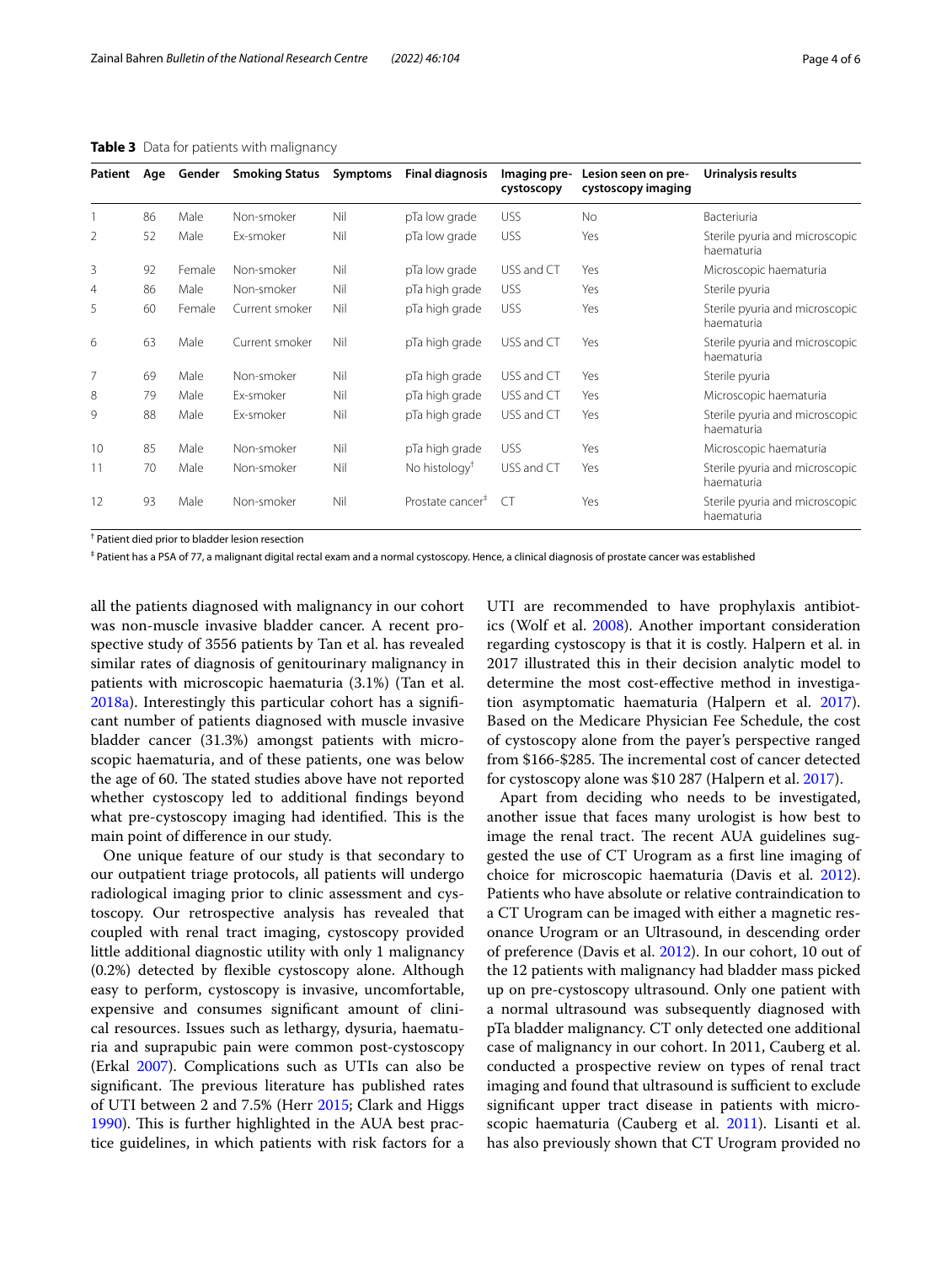**Table 3** Data for patients with malignancy

| Patient | Age | Gender | Smoking Status | Symptoms | Final diagnosis | Imaging pre-cystoscopy | Lesion seen on pre-cystoscopy imaging | Urinalysis results |
|---|---|---|---|---|---|---|---|---|
| 1 | 86 | Male | Non-smoker | Nil | pTa low grade | USS | No | Bacteriuria |
| 2 | 52 | Male | Ex-smoker | Nil | pTa low grade | USS | Yes | Sterile pyuria and microscopic haematuria |
| 3 | 92 | Female | Non-smoker | Nil | pTa low grade | USS and CT | Yes | Microscopic haematuria |
| 4 | 86 | Male | Non-smoker | Nil | pTa high grade | USS | Yes | Sterile pyuria |
| 5 | 60 | Female | Current smoker | Nil | pTa high grade | USS | Yes | Sterile pyuria and microscopic haematuria |
| 6 | 63 | Male | Current smoker | Nil | pTa high grade | USS and CT | Yes | Sterile pyuria and microscopic haematuria |
| 7 | 69 | Male | Non-smoker | Nil | pTa high grade | USS and CT | Yes | Sterile pyuria |
| 8 | 79 | Male | Ex-smoker | Nil | pTa high grade | USS and CT | Yes | Microscopic haematuria |
| 9 | 88 | Male | Ex-smoker | Nil | pTa high grade | USS and CT | Yes | Sterile pyuria and microscopic haematuria |
| 10 | 85 | Male | Non-smoker | Nil | pTa high grade | USS | Yes | Microscopic haematuria |
| 11 | 70 | Male | Non-smoker | Nil | No histology† | USS and CT | Yes | Sterile pyuria and microscopic haematuria |
| 12 | 93 | Male | Non-smoker | Nil | Prostate cancer‡ | CT | Yes | Sterile pyuria and microscopic haematuria |

† Patient died prior to bladder lesion resection

‡ Patient has a PSA of 77, a malignant digital rectal exam and a normal cystoscopy. Hence, a clinical diagnosis of prostate cancer was established

all the patients diagnosed with malignancy in our cohort was non-muscle invasive bladder cancer. A recent prospective study of 3556 patients by Tan et al. has revealed similar rates of diagnosis of genitourinary malignancy in patients with microscopic haematuria (3.1%) (Tan et al. 2018a). Interestingly this particular cohort has a significant number of patients diagnosed with muscle invasive bladder cancer (31.3%) amongst patients with microscopic haematuria, and of these patients, one was below the age of 60. The stated studies above have not reported whether cystoscopy led to additional findings beyond what pre-cystoscopy imaging had identified. This is the main point of difference in our study.

One unique feature of our study is that secondary to our outpatient triage protocols, all patients will undergo radiological imaging prior to clinic assessment and cystoscopy. Our retrospective analysis has revealed that coupled with renal tract imaging, cystoscopy provided little additional diagnostic utility with only 1 malignancy (0.2%) detected by flexible cystoscopy alone. Although easy to perform, cystoscopy is invasive, uncomfortable, expensive and consumes significant amount of clinical resources. Issues such as lethargy, dysuria, haematuria and suprapubic pain were common post-cystoscopy (Erkal 2007). Complications such as UTIs can also be significant. The previous literature has published rates of UTI between 2 and 7.5% (Herr 2015; Clark and Higgs 1990). This is further highlighted in the AUA best practice guidelines, in which patients with risk factors for a UTI are recommended to have prophylaxis antibiotics (Wolf et al. 2008). Another important consideration regarding cystoscopy is that it is costly. Halpern et al. in 2017 illustrated this in their decision analytic model to determine the most cost-effective method in investigation asymptomatic haematuria (Halpern et al. 2017). Based on the Medicare Physician Fee Schedule, the cost of cystoscopy alone from the payer's perspective ranged from $166-$285. The incremental cost of cancer detected for cystoscopy alone was $10 287 (Halpern et al. 2017).

Apart from deciding who needs to be investigated, another issue that faces many urologist is how best to image the renal tract. The recent AUA guidelines suggested the use of CT Urogram as a first line imaging of choice for microscopic haematuria (Davis et al. 2012). Patients who have absolute or relative contraindication to a CT Urogram can be imaged with either a magnetic resonance Urogram or an Ultrasound, in descending order of preference (Davis et al. 2012). In our cohort, 10 out of the 12 patients with malignancy had bladder mass picked up on pre-cystoscopy ultrasound. Only one patient with a normal ultrasound was subsequently diagnosed with pTa bladder malignancy. CT only detected one additional case of malignancy in our cohort. In 2011, Cauberg et al. conducted a prospective review on types of renal tract imaging and found that ultrasound is sufficient to exclude significant upper tract disease in patients with microscopic haematuria (Cauberg et al. 2011). Lisanti et al. has also previously shown that CT Urogram provided no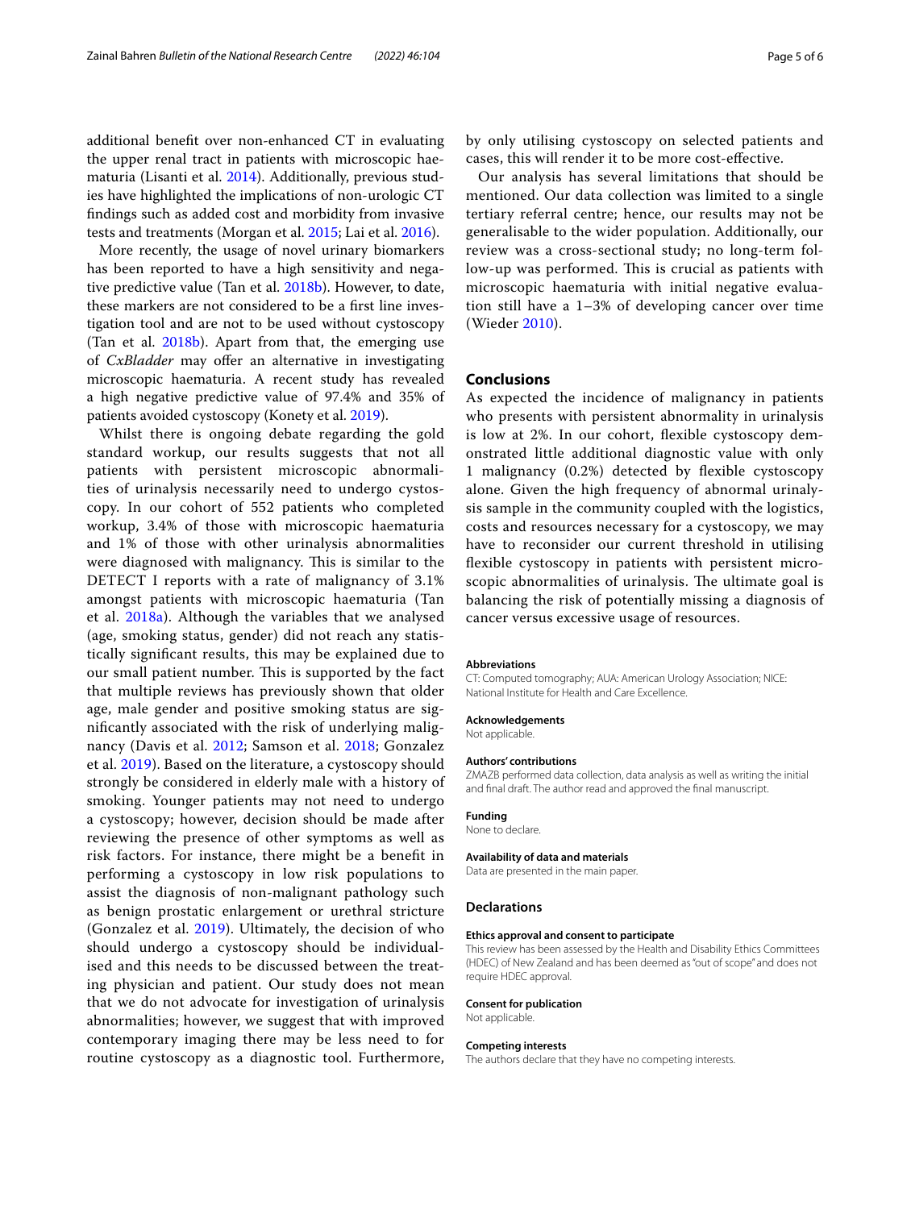additional benefit over non-enhanced CT in evaluating the upper renal tract in patients with microscopic haematuria (Lisanti et al. 2014). Additionally, previous studies have highlighted the implications of non-urologic CT findings such as added cost and morbidity from invasive tests and treatments (Morgan et al. 2015; Lai et al. 2016).

More recently, the usage of novel urinary biomarkers has been reported to have a high sensitivity and negative predictive value (Tan et al. 2018b). However, to date, these markers are not considered to be a first line investigation tool and are not to be used without cystoscopy (Tan et al. 2018b). Apart from that, the emerging use of *CxBladder* may offer an alternative in investigating microscopic haematuria. A recent study has revealed a high negative predictive value of 97.4% and 35% of patients avoided cystoscopy (Konety et al. 2019).

Whilst there is ongoing debate regarding the gold standard workup, our results suggests that not all patients with persistent microscopic abnormalities of urinalysis necessarily need to undergo cystoscopy. In our cohort of 552 patients who completed workup, 3.4% of those with microscopic haematuria and 1% of those with other urinalysis abnormalities were diagnosed with malignancy. This is similar to the DETECT I reports with a rate of malignancy of 3.1% amongst patients with microscopic haematuria (Tan et al. 2018a). Although the variables that we analysed (age, smoking status, gender) did not reach any statistically significant results, this may be explained due to our small patient number. This is supported by the fact that multiple reviews has previously shown that older age, male gender and positive smoking status are significantly associated with the risk of underlying malignancy (Davis et al. 2012; Samson et al. 2018; Gonzalez et al. 2019). Based on the literature, a cystoscopy should strongly be considered in elderly male with a history of smoking. Younger patients may not need to undergo a cystoscopy; however, decision should be made after reviewing the presence of other symptoms as well as risk factors. For instance, there might be a benefit in performing a cystoscopy in low risk populations to assist the diagnosis of non-malignant pathology such as benign prostatic enlargement or urethral stricture (Gonzalez et al. 2019). Ultimately, the decision of who should undergo a cystoscopy should be individualised and this needs to be discussed between the treating physician and patient. Our study does not mean that we do not advocate for investigation of urinalysis abnormalities; however, we suggest that with improved contemporary imaging there may be less need to for routine cystoscopy as a diagnostic tool. Furthermore, by only utilising cystoscopy on selected patients and cases, this will render it to be more cost-effective.

Our analysis has several limitations that should be mentioned. Our data collection was limited to a single tertiary referral centre; hence, our results may not be generalisable to the wider population. Additionally, our review was a cross-sectional study; no long-term follow-up was performed. This is crucial as patients with microscopic haematuria with initial negative evaluation still have a 1–3% of developing cancer over time (Wieder 2010).

## Conclusions

As expected the incidence of malignancy in patients who presents with persistent abnormality in urinalysis is low at 2%. In our cohort, flexible cystoscopy demonstrated little additional diagnostic value with only 1 malignancy (0.2%) detected by flexible cystoscopy alone. Given the high frequency of abnormal urinalysis sample in the community coupled with the logistics, costs and resources necessary for a cystoscopy, we may have to reconsider our current threshold in utilising flexible cystoscopy in patients with persistent microscopic abnormalities of urinalysis. The ultimate goal is balancing the risk of potentially missing a diagnosis of cancer versus excessive usage of resources.

### Abbreviations

CT: Computed tomography; AUA: American Urology Association; NICE: National Institute for Health and Care Excellence.

### Acknowledgements

Not applicable.

### Authors' contributions

ZMAZB performed data collection, data analysis as well as writing the initial and final draft. The author read and approved the final manuscript.

### Funding

None to declare.

### Availability of data and materials

Data are presented in the main paper.

## Declarations

### Ethics approval and consent to participate

This review has been assessed by the Health and Disability Ethics Committees (HDEC) of New Zealand and has been deemed as "out of scope" and does not require HDEC approval.

### Consent for publication

Not applicable.

### Competing interests

The authors declare that they have no competing interests.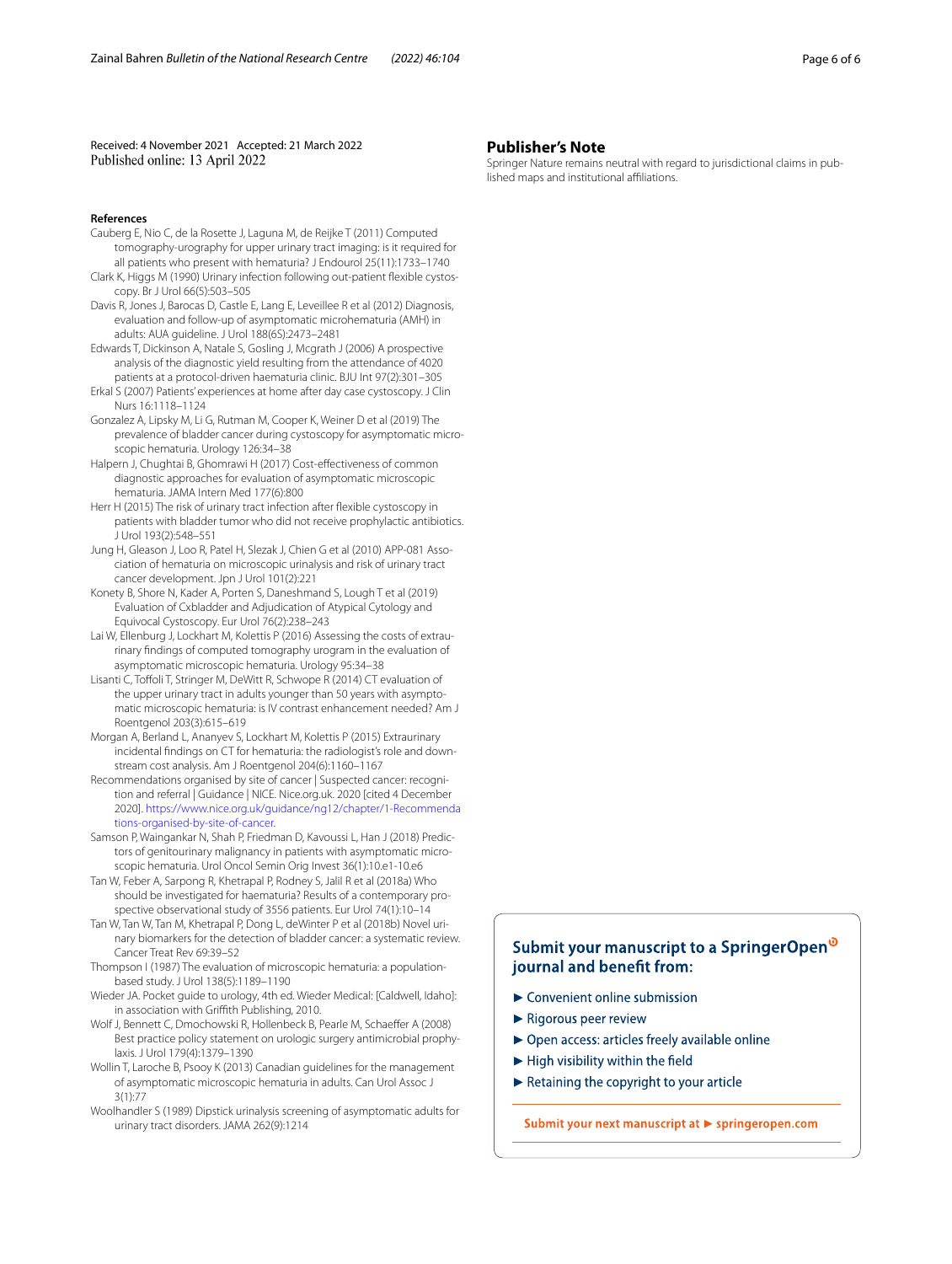Received: 4 November 2021 Accepted: 21 March 2022
Published online: 13 April 2022

## References

Cauberg E, Nio C, de la Rosette J, Laguna M, de Reijke T (2011) Computed tomography-urography for upper urinary tract imaging: is it required for all patients who present with hematuria? J Endourol 25(11):1733–1740

Clark K, Higgs M (1990) Urinary infection following out-patient flexible cystoscopy. Br J Urol 66(5):503–505

Davis R, Jones J, Barocas D, Castle E, Lang E, Leveillee R et al (2012) Diagnosis, evaluation and follow-up of asymptomatic microhematuria (AMH) in adults: AUA guideline. J Urol 188(6S):2473–2481

Edwards T, Dickinson A, Natale S, Gosling J, Mcgrath J (2006) A prospective analysis of the diagnostic yield resulting from the attendance of 4020 patients at a protocol-driven haematuria clinic. BJU Int 97(2):301–305

Erkal S (2007) Patients' experiences at home after day case cystoscopy. J Clin Nurs 16:1118–1124

Gonzalez A, Lipsky M, Li G, Rutman M, Cooper K, Weiner D et al (2019) The prevalence of bladder cancer during cystoscopy for asymptomatic microscopic hematuria. Urology 126:34–38

Halpern J, Chughtai B, Ghomrawi H (2017) Cost-effectiveness of common diagnostic approaches for evaluation of asymptomatic microscopic hematuria. JAMA Intern Med 177(6):800

Herr H (2015) The risk of urinary tract infection after flexible cystoscopy in patients with bladder tumor who did not receive prophylactic antibiotics. J Urol 193(2):548–551

Jung H, Gleason J, Loo R, Patel H, Slezak J, Chien G et al (2010) APP-081 Association of hematuria on microscopic urinalysis and risk of urinary tract cancer development. Jpn J Urol 101(2):221

Konety B, Shore N, Kader A, Porten S, Daneshmand S, Lough T et al (2019) Evaluation of Cxbladder and Adjudication of Atypical Cytology and Equivocal Cystoscopy. Eur Urol 76(2):238–243

Lai W, Ellenburg J, Lockhart M, Kolettis P (2016) Assessing the costs of extraurinary findings of computed tomography urogram in the evaluation of asymptomatic microscopic hematuria. Urology 95:34–38

Lisanti C, Toffoli T, Stringer M, DeWitt R, Schwope R (2014) CT evaluation of the upper urinary tract in adults younger than 50 years with asymptomatic microscopic hematuria: is IV contrast enhancement needed? Am J Roentgenol 203(3):615–619

Morgan A, Berland L, Ananyev S, Lockhart M, Kolettis P (2015) Extraurinary incidental findings on CT for hematuria: the radiologist's role and downstream cost analysis. Am J Roentgenol 204(6):1160–1167

Recommendations organised by site of cancer | Suspected cancer: recognition and referral | Guidance | NICE. Nice.org.uk. 2020 [cited 4 December 2020]. https://www.nice.org.uk/guidance/ng12/chapter/1-Recommendations-organised-by-site-of-cancer.

Samson P, Waingankar N, Shah P, Friedman D, Kavoussi L, Han J (2018) Predictors of genitourinary malignancy in patients with asymptomatic microscopic hematuria. Urol Oncol Semin Orig Invest 36(1):10.e1-10.e6

Tan W, Feber A, Sarpong R, Khetrapal P, Rodney S, Jalil R et al (2018a) Who should be investigated for haematuria? Results of a contemporary prospective observational study of 3556 patients. Eur Urol 74(1):10–14

Tan W, Tan W, Tan M, Khetrapal P, Dong L, deWinter P et al (2018b) Novel urinary biomarkers for the detection of bladder cancer: a systematic review. Cancer Treat Rev 69:39–52

Thompson I (1987) The evaluation of microscopic hematuria: a population-based study. J Urol 138(5):1189–1190

Wieder JA. Pocket guide to urology, 4th ed. Wieder Medical: [Caldwell, Idaho]: in association with Griffith Publishing, 2010.

Wolf J, Bennett C, Dmochowski R, Hollenbeck B, Pearle M, Schaeffer A (2008) Best practice policy statement on urologic surgery antimicrobial prophylaxis. J Urol 179(4):1379–1390

Wollin T, Laroche B, Psooy K (2013) Canadian guidelines for the management of asymptomatic microscopic hematuria in adults. Can Urol Assoc J 3(1):77

Woolhandler S (1989) Dipstick urinalysis screening of asymptomatic adults for urinary tract disorders. JAMA 262(9):1214

## Publisher's Note

Springer Nature remains neutral with regard to jurisdictional claims in published maps and institutional affiliations.

**Submit your manuscript to a SpringerOpen journal and benefit from:**

- ► Convenient online submission
- ► Rigorous peer review
- ► Open access: articles freely available online
- ► High visibility within the field
- ► Retaining the copyright to your article

**Submit your next manuscript at ► springeropen.com**